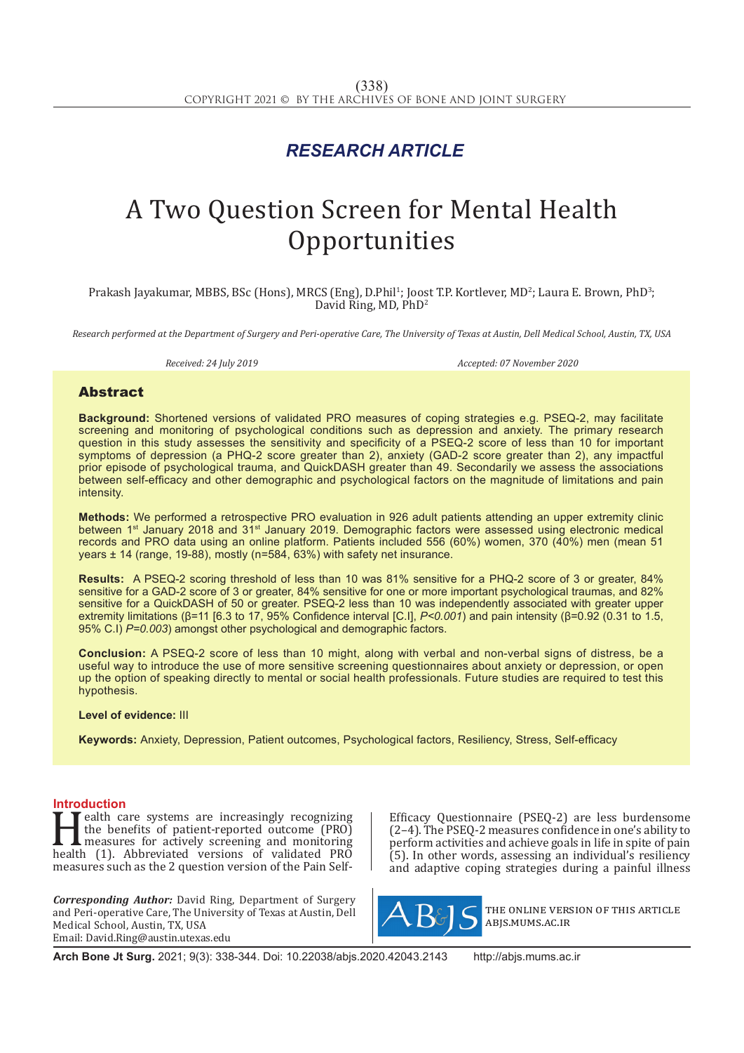## RESEARCH ARTICLE

# A Two Question Screen for Mental Health Opportunities

Prakash Jayakumar, MBBS, BSc (Hons), MRCS (Eng), D.Phil[1]; Joost T.P. Kortlever, MD[2]; Laura E. Brown, PhD[3]; David Ring, MD, PhD[2]

*Research performed at the Department of Surgery and Peri-operative Care, The University of Texas at Austin, Dell Medical School, Austin, TX, USA*

*Received: 24 July 2019* *Accepted: 07 November 2020*

## Abstract

**Background:** Shortened versions of validated PRO measures of coping strategies e.g. PSEQ-2, may facilitate screening and monitoring of psychological conditions such as depression and anxiety. The primary research question in this study assesses the sensitivity and specificity of a PSEQ-2 score of less than 10 for important symptoms of depression (a PHQ-2 score greater than 2), anxiety (GAD-2 score greater than 2), any impactful prior episode of psychological trauma, and QuickDASH greater than 49. Secondarily we assess the associations between self-efficacy and other demographic and psychological factors on the magnitude of limitations and pain intensity.

**Methods:** We performed a retrospective PRO evaluation in 926 adult patients attending an upper extremity clinic between 1st January 2018 and 31st January 2019. Demographic factors were assessed using electronic medical records and PRO data using an online platform. Patients included 556 (60%) women, 370 (40%) men (mean 51 years ± 14 (range, 19-88), mostly (n=584, 63%) with safety net insurance.

**Results:** A PSEQ-2 scoring threshold of less than 10 was 81% sensitive for a PHQ-2 score of 3 or greater, 84% sensitive for a GAD-2 score of 3 or greater, 84% sensitive for one or more important psychological traumas, and 82% sensitive for a QuickDASH of 50 or greater. PSEQ-2 less than 10 was independently associated with greater upper extremity limitations (β=11 [6.3 to 17, 95% Confidence interval [C.I], *P<0.001*) and pain intensity (β=0.92 (0.31 to 1.5, 95% C.I) *P=0.003*) amongst other psychological and demographic factors.

**Conclusion:** A PSEQ-2 score of less than 10 might, along with verbal and non-verbal signs of distress, be a useful way to introduce the use of more sensitive screening questionnaires about anxiety or depression, or open up the option of speaking directly to mental or social health professionals. Future studies are required to test this hypothesis.

**Level of evidence:** III

**Keywords:** Anxiety, Depression, Patient outcomes, Psychological factors, Resiliency, Stress, Self-efficacy

## Introduction

Health care systems are increasingly recognizing the benefits of patient-reported outcome (PRO) measures for actively screening and monitoring health (1). Abbreviated versions of validated PRO measures such as the 2 question version of the Pain Self-Efficacy Questionnaire (PSEQ-2) are less burdensome (2–4). The PSEQ-2 measures confidence in one's ability to perform activities and achieve goals in life in spite of pain (5). In other words, assessing an individual's resiliency and adaptive coping strategies during a painful illness

*Corresponding Author:* David Ring, Department of Surgery and Peri-operative Care, The University of Texas at Austin, Dell Medical School, Austin, TX, USA
Email: David.Ring@austin.utexas.edu

THE ONLINE VERSION OF THIS ARTICLE ABJS.MUMS.AC.IR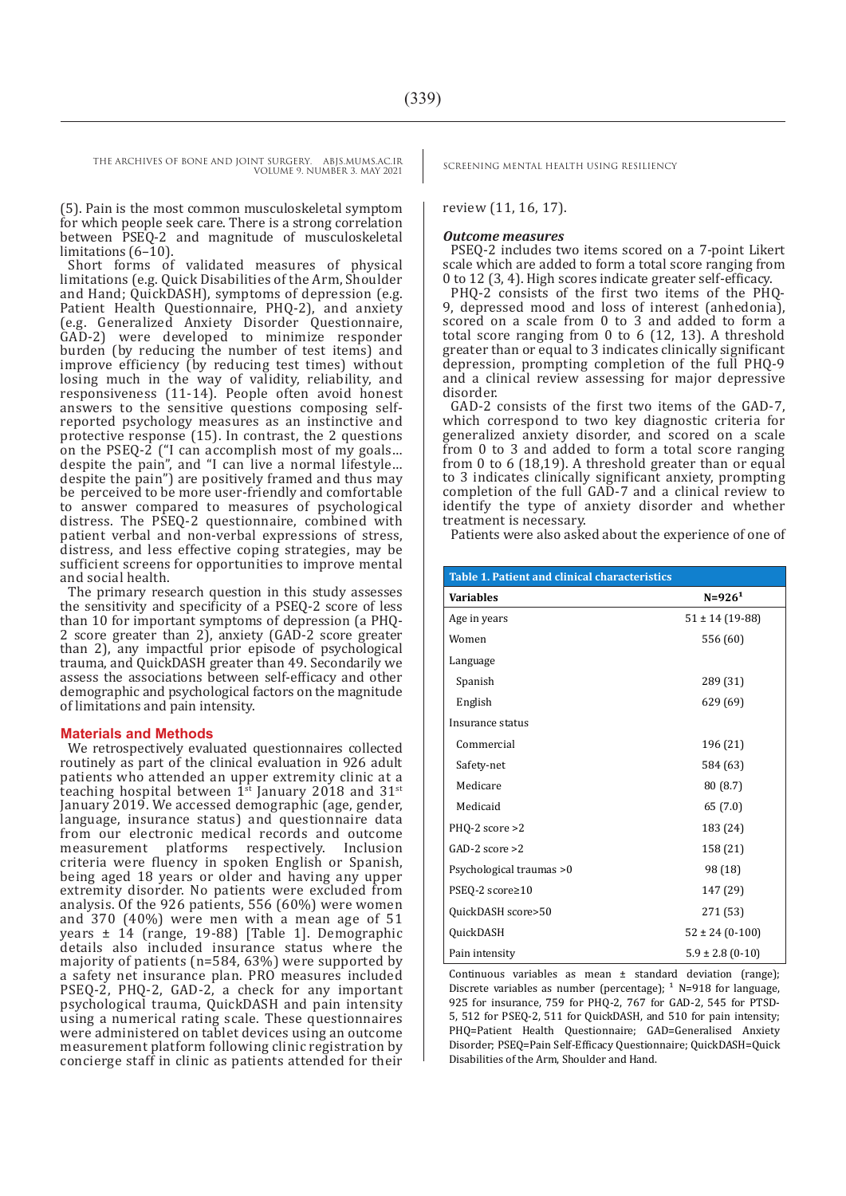(5). Pain is the most common musculoskeletal symptom for which people seek care. There is a strong correlation between PSEQ-2 and magnitude of musculoskeletal limitations (6–10).

Short forms of validated measures of physical limitations (e.g. Quick Disabilities of the Arm, Shoulder and Hand; QuickDASH), symptoms of depression (e.g. Patient Health Questionnaire, PHQ-2), and anxiety (e.g. Generalized Anxiety Disorder Questionnaire, GAD-2) were developed to minimize responder burden (by reducing the number of test items) and improve efficiency (by reducing test times) without losing much in the way of validity, reliability, and responsiveness (11-14). People often avoid honest answers to the sensitive questions composing self-reported psychology measures as an instinctive and protective response (15). In contrast, the 2 questions on the PSEQ-2 ("I can accomplish most of my goals… despite the pain", and "I can live a normal lifestyle… despite the pain") are positively framed and thus may be perceived to be more user-friendly and comfortable to answer compared to measures of psychological distress. The PSEQ-2 questionnaire, combined with patient verbal and non-verbal expressions of stress, distress, and less effective coping strategies, may be sufficient screens for opportunities to improve mental and social health.

The primary research question in this study assesses the sensitivity and specificity of a PSEQ-2 score of less than 10 for important symptoms of depression (a PHQ-2 score greater than 2), anxiety (GAD-2 score greater than 2), any impactful prior episode of psychological trauma, and QuickDASH greater than 49. Secondarily we assess the associations between self-efficacy and other demographic and psychological factors on the magnitude of limitations and pain intensity.

## Materials and Methods

We retrospectively evaluated questionnaires collected routinely as part of the clinical evaluation in 926 adult patients who attended an upper extremity clinic at a teaching hospital between 1st January 2018 and 31st January 2019. We accessed demographic (age, gender, language, insurance status) and questionnaire data from our electronic medical records and outcome measurement platforms respectively. Inclusion criteria were fluency in spoken English or Spanish, being aged 18 years or older and having any upper extremity disorder. No patients were excluded from analysis. Of the 926 patients, 556 (60%) were women and 370 (40%) were men with a mean age of 51 years ± 14 (range, 19-88) [Table 1]. Demographic details also included insurance status where the majority of patients (n=584, 63%) were supported by a safety net insurance plan. PRO measures included PSEQ-2, PHQ-2, GAD-2, a check for any important psychological trauma, QuickDASH and pain intensity using a numerical rating scale. These questionnaires were administered on tablet devices using an outcome measurement platform following clinic registration by concierge staff in clinic as patients attended for their review (11, 16, 17).

### *Outcome measures*

PSEQ-2 includes two items scored on a 7-point Likert scale which are added to form a total score ranging from 0 to 12 (3, 4). High scores indicate greater self-efficacy.

PHQ-2 consists of the first two items of the PHQ-9, depressed mood and loss of interest (anhedonia), scored on a scale from 0 to 3 and added to form a total score ranging from 0 to 6 (12, 13). A threshold greater than or equal to 3 indicates clinically significant depression, prompting completion of the full PHQ-9 and a clinical review assessing for major depressive disorder.

GAD-2 consists of the first two items of the GAD-7, which correspond to two key diagnostic criteria for generalized anxiety disorder, and scored on a scale from 0 to 3 and added to form a total score ranging from 0 to 6 (18,19). A threshold greater than or equal to 3 indicates clinically significant anxiety, prompting completion of the full GAD-7 and a clinical review to identify the type of anxiety disorder and whether treatment is necessary.

Patients were also asked about the experience of one of

**Table 1. Patient and clinical characteristics**

| Variables | N=926[1] |
|---|---|
| Age in years | 51 ± 14 (19-88) |
| Women | 556 (60) |
| Language | |
| Spanish | 289 (31) |
| English | 629 (69) |
| Insurance status | |
| Commercial | 196 (21) |
| Safety-net | 584 (63) |
| Medicare | 80 (8.7) |
| Medicaid | 65 (7.0) |
| PHQ-2 score >2 | 183 (24) |
| GAD-2 score >2 | 158 (21) |
| Psychological traumas >0 | 98 (18) |
| PSEQ-2 score≥10 | 147 (29) |
| QuickDASH score>50 | 271 (53) |
| QuickDASH | 52 ± 24 (0-100) |
| Pain intensity | 5.9 ± 2.8 (0-10) |

Continuous variables as mean ± standard deviation (range); Discrete variables as number (percentage); [1] N=918 for language, 925 for insurance, 759 for PHQ-2, 767 for GAD-2, 545 for PTSD-5, 512 for PSEQ-2, 511 for QuickDASH, and 510 for pain intensity; PHQ=Patient Health Questionnaire; GAD=Generalised Anxiety Disorder; PSEQ=Pain Self-Efficacy Questionnaire; QuickDASH=Quick Disabilities of the Arm, Shoulder and Hand.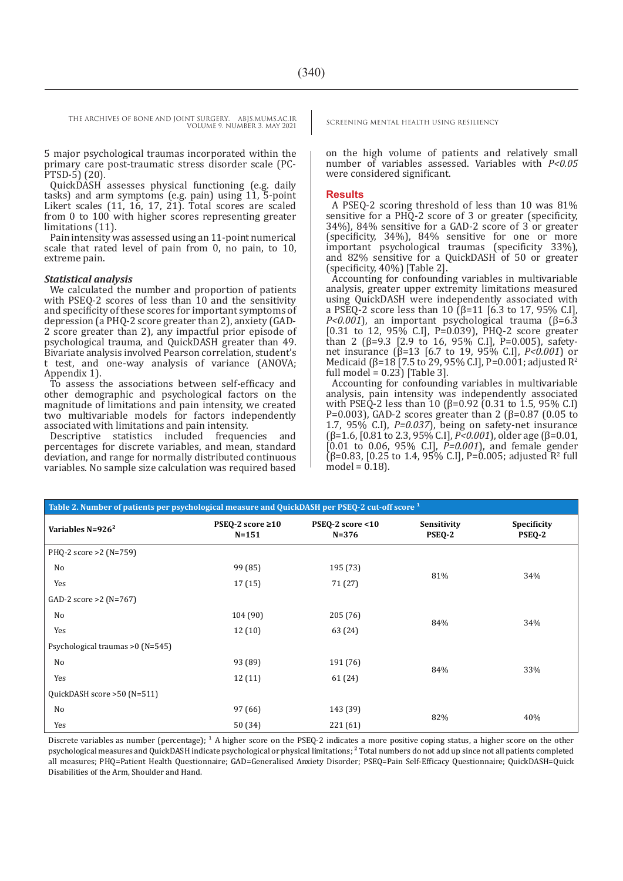5 major psychological traumas incorporated within the primary care post-traumatic stress disorder scale (PC-PTSD-5) (20).

QuickDASH assesses physical functioning (e.g. daily tasks) and arm symptoms (e.g. pain) using 11, 5-point Likert scales (11, 16, 17, 21). Total scores are scaled from 0 to 100 with higher scores representing greater limitations (11).

Pain intensity was assessed using an 11-point numerical scale that rated level of pain from 0, no pain, to 10, extreme pain.

### *Statistical analysis*

We calculated the number and proportion of patients with PSEQ-2 scores of less than 10 and the sensitivity and specificity of these scores for important symptoms of depression (a PHQ-2 score greater than 2), anxiety (GAD-2 score greater than 2), any impactful prior episode of psychological trauma, and QuickDASH greater than 49. Bivariate analysis involved Pearson correlation, student's t test, and one-way analysis of variance (ANOVA; Appendix 1).

To assess the associations between self-efficacy and other demographic and psychological factors on the magnitude of limitations and pain intensity, we created two multivariable models for factors independently associated with limitations and pain intensity.

Descriptive statistics included frequencies and percentages for discrete variables, and mean, standard deviation, and range for normally distributed continuous variables. No sample size calculation was required based on the high volume of patients and relatively small number of variables assessed. Variables with *P<0.05* were considered significant.

## Results

A PSEQ-2 scoring threshold of less than 10 was 81% sensitive for a PHQ-2 score of 3 or greater (specificity, 34%), 84% sensitive for a GAD-2 score of 3 or greater (specificity, 34%), 84% sensitive for one or more important psychological traumas (specificity 33%), and 82% sensitive for a QuickDASH of 50 or greater (specificity, 40%) [Table 2].

Accounting for confounding variables in multivariable analysis, greater upper extremity limitations measured using QuickDASH were independently associated with a PSEQ-2 score less than 10 (β=11 [6.3 to 17, 95% C.I], *P<0.001*), an important psychological trauma (β=6.3 [0.31 to 12, 95% C.I], P=0.039), PHQ-2 score greater than 2 (β=9.3 [2.9 to 16, 95% C.I], P=0.005), safety-net insurance (β=13 [6.7 to 19, 95% C.I], *P<0.001*) or Medicaid (β=18 [7.5 to 29, 95% C.I], P=0.001; adjusted $R^2$ full model = 0.23) [Table 3].

Accounting for confounding variables in multivariable analysis, pain intensity was independently associated with PSEQ-2 less than 10 (β=0.92 (0.31 to 1.5, 95% C.I) P=0.003), GAD-2 scores greater than 2 (β=0.87 (0.05 to 1.7, 95% C.I), *P=0.037*), being on safety-net insurance (β=1.6, [0.81 to 2.3, 95% C.I], *P<0.001*), older age (β=0.01, [0.01 to 0.06, 95% C.I], *P=0.001*), and female gender (β=0.83, [0.25 to 1.4, 95% C.I], P=0.005; adjusted $R^2$ full model = 0.18).

**Table 2. Number of patients per psychological measure and QuickDASH per PSEQ-2 cut-off score [1]**

| Variables N=926[2] | PSEQ-2 score ≥10 N=151 | PSEQ-2 score <10 N=376 | Sensitivity PSEQ-2 | Specificity PSEQ-2 |
|---|---|---|---|---|
| PHQ-2 score >2 (N=759) | | | | |
| No | 99 (85) | 195 (73) | 81% | 34% |
| Yes | 17 (15) | 71 (27) | | |
| GAD-2 score >2 (N=767) | | | | |
| No | 104 (90) | 205 (76) | 84% | 34% |
| Yes | 12 (10) | 63 (24) | | |
| Psychological traumas >0 (N=545) | | | | |
| No | 93 (89) | 191 (76) | 84% | 33% |
| Yes | 12 (11) | 61 (24) | | |
| QuickDASH score >50 (N=511) | | | | |
| No | 97 (66) | 143 (39) | 82% | 40% |
| Yes | 50 (34) | 221 (61) | | |

Discrete variables as number (percentage); [1] A higher score on the PSEQ-2 indicates a more positive coping status, a higher score on the other psychological measures and QuickDASH indicate psychological or physical limitations; [2] Total numbers do not add up since not all patients completed all measures; PHQ=Patient Health Questionnaire; GAD=Generalised Anxiety Disorder; PSEQ=Pain Self-Efficacy Questionnaire; QuickDASH=Quick Disabilities of the Arm, Shoulder and Hand.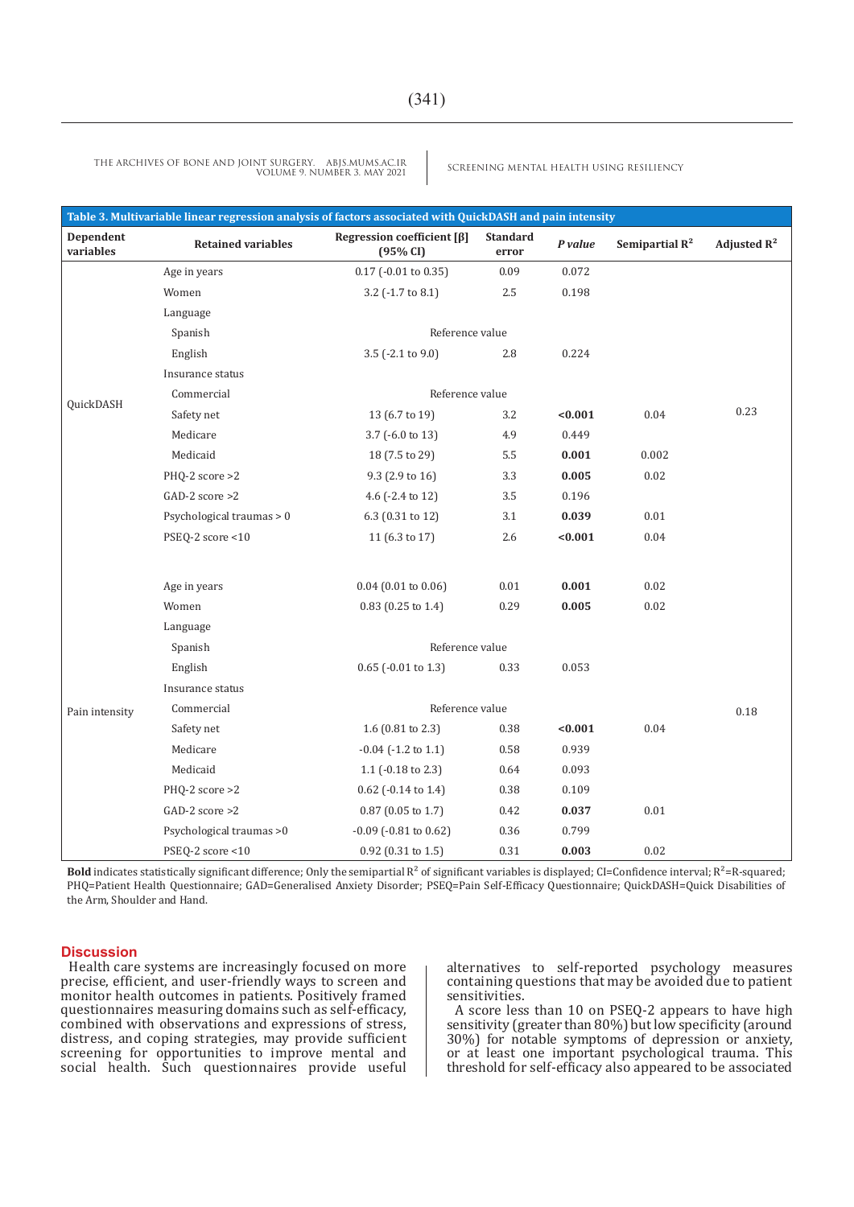**Table 3. Multivariable linear regression analysis of factors associated with QuickDASH and pain intensity**

| Dependent variables | Retained variables | Regression coefficient [β] (95% CI) | Standard error | *P value* | Semipartial $R^2$ | Adjusted $R^2$ |
|---|---|---|---|---|---|---|
| QuickDASH | Age in years | 0.17 (-0.01 to 0.35) | 0.09 | 0.072 | | 0.23 |
| | Women | 3.2 (-1.7 to 8.1) | 2.5 | 0.198 | | |
| | Language | | | | | |
| | Spanish | Reference value | | | | |
| | English | 3.5 (-2.1 to 9.0) | 2.8 | 0.224 | | |
| | Insurance status | | | | | |
| | Commercial | Reference value | | | | |
| | Safety net | 13 (6.7 to 19) | 3.2 | **<0.001** | 0.04 | |
| | Medicare | 3.7 (-6.0 to 13) | 4.9 | 0.449 | | |
| | Medicaid | 18 (7.5 to 29) | 5.5 | **0.001** | 0.002 | |
| | PHQ-2 score >2 | 9.3 (2.9 to 16) | 3.3 | **0.005** | 0.02 | |
| | GAD-2 score >2 | 4.6 (-2.4 to 12) | 3.5 | 0.196 | | |
| | Psychological traumas > 0 | 6.3 (0.31 to 12) | 3.1 | **0.039** | 0.01 | |
| | PSEQ-2 score <10 | 11 (6.3 to 17) | 2.6 | **<0.001** | 0.04 | |
| Pain intensity | Age in years | 0.04 (0.01 to 0.06) | 0.01 | **0.001** | 0.02 | 0.18 |
| | Women | 0.83 (0.25 to 1.4) | 0.29 | **0.005** | 0.02 | |
| | Language | | | | | |
| | Spanish | Reference value | | | | |
| | English | 0.65 (-0.01 to 1.3) | 0.33 | 0.053 | | |
| | Insurance status | | | | | |
| | Commercial | Reference value | | | | |
| | Safety net | 1.6 (0.81 to 2.3) | 0.38 | **<0.001** | 0.04 | |
| | Medicare | -0.04 (-1.2 to 1.1) | 0.58 | 0.939 | | |
| | Medicaid | 1.1 (-0.18 to 2.3) | 0.64 | 0.093 | | |
| | PHQ-2 score >2 | 0.62 (-0.14 to 1.4) | 0.38 | 0.109 | | |
| | GAD-2 score >2 | 0.87 (0.05 to 1.7) | 0.42 | **0.037** | 0.01 | |
| | Psychological traumas >0 | -0.09 (-0.81 to 0.62) | 0.36 | 0.799 | | |
| | PSEQ-2 score <10 | 0.92 (0.31 to 1.5) | 0.31 | **0.003** | 0.02 | |

**Bold** indicates statistically significant difference; Only the semipartial $R^2$ of significant variables is displayed; CI=Confidence interval; $R^2$=R-squared; PHQ=Patient Health Questionnaire; GAD=Generalised Anxiety Disorder; PSEQ=Pain Self-Efficacy Questionnaire; QuickDASH=Quick Disabilities of the Arm, Shoulder and Hand.

## Discussion

Health care systems are increasingly focused on more precise, efficient, and user-friendly ways to screen and monitor health outcomes in patients. Positively framed questionnaires measuring domains such as self-efficacy, combined with observations and expressions of stress, distress, and coping strategies, may provide sufficient screening for opportunities to improve mental and social health. Such questionnaires provide useful alternatives to self-reported psychology measures containing questions that may be avoided due to patient sensitivities.

A score less than 10 on PSEQ-2 appears to have high sensitivity (greater than 80%) but low specificity (around 30%) for notable symptoms of depression or anxiety, or at least one important psychological trauma. This threshold for self-efficacy also appeared to be associated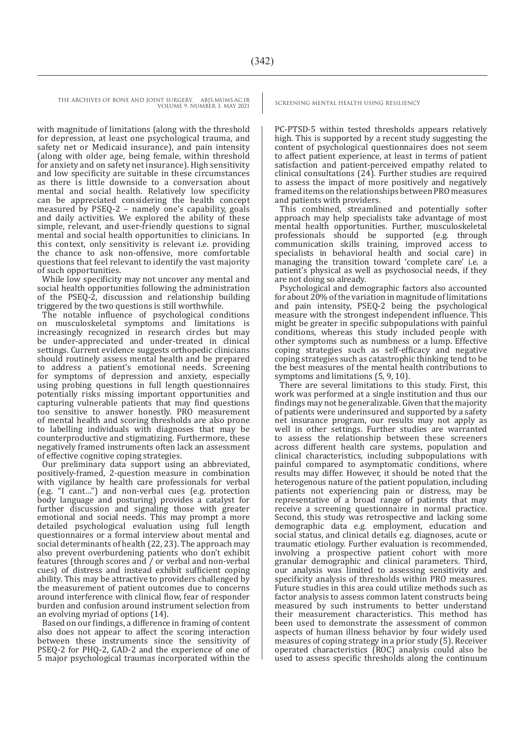with magnitude of limitations (along with the threshold for depression, at least one psychological trauma, and safety net or Medicaid insurance), and pain intensity (along with older age, being female, within threshold for anxiety and on safety net insurance). High sensitivity and low specificity are suitable in these circumstances as there is little downside to a conversation about mental and social health. Relatively low specificity can be appreciated considering the health concept measured by PSEQ-2 – namely one's capability, goals and daily activities. We explored the ability of these simple, relevant, and user-friendly questions to signal mental and social health opportunities to clinicians. In this context, only sensitivity is relevant i.e. providing the chance to ask non-offensive, more comfortable questions that feel relevant to identify the vast majority of such opportunities.

While low specificity may not uncover any mental and social health opportunities following the administration of the PSEQ-2, discussion and relationship building triggered by the two questions is still worthwhile.

The notable influence of psychological conditions on musculoskeletal symptoms and limitations is increasingly recognized in research circles but may be under-appreciated and under-treated in clinical settings. Current evidence suggests orthopedic clinicians should routinely assess mental health and be prepared to address a patient's emotional needs. Screening for symptoms of depression and anxiety, especially using probing questions in full length questionnaires potentially risks missing important opportunities and capturing vulnerable patients that may find questions too sensitive to answer honestly. PRO measurement of mental health and scoring thresholds are also prone to labelling individuals with diagnoses that may be counterproductive and stigmatizing. Furthermore, these negatively framed instruments often lack an assessment of effective cognitive coping strategies.

Our preliminary data support using an abbreviated, positively-framed, 2-question measure in combination with vigilance by health care professionals for verbal (e.g. "I cant…") and non-verbal cues (e.g. protection body language and posturing) provides a catalyst for further discussion and signaling those with greater emotional and social needs. This may prompt a more detailed psychological evaluation using full length questionnaires or a formal interview about mental and social determinants of health (22, 23). The approach may also prevent overburdening patients who don't exhibit features (through scores and / or verbal and non-verbal cues) of distress and instead exhibit sufficient coping ability. This may be attractive to providers challenged by the measurement of patient outcomes due to concerns around interference with clinical flow, fear of responder burden and confusion around instrument selection from an evolving myriad of options (14).

Based on our findings, a difference in framing of content also does not appear to affect the scoring interaction between these instruments since the sensitivity of PSEQ-2 for PHQ-2, GAD-2 and the experience of one of 5 major psychological traumas incorporated within the PC-PTSD-5 within tested thresholds appears relatively high. This is supported by a recent study suggesting the content of psychological questionnaires does not seem to affect patient experience, at least in terms of patient satisfaction and patient-perceived empathy related to clinical consultations (24). Further studies are required to assess the impact of more positively and negatively framed items on the relationships between PRO measures and patients with providers.

This combined, streamlined and potentially softer approach may help specialists take advantage of most mental health opportunities. Further, musculoskeletal professionals should be supported (e.g. through communication skills training, improved access to specialists in behavioral health and social care) in managing the transition toward 'complete care' i.e. a patient's physical as well as psychosocial needs, if they are not doing so already.

Psychological and demographic factors also accounted for about 20% of the variation in magnitude of limitations and pain intensity, PSEQ-2 being the psychological measure with the strongest independent influence. This might be greater in specific subpopulations with painful conditions, whereas this study included people with other symptoms such as numbness or a lump. Effective coping strategies such as self-efficacy and negative coping strategies such as catastrophic thinking tend to be the best measures of the mental health contributions to symptoms and limitations (5, 9, 10).

There are several limitations to this study. First, this work was performed at a single institution and thus our findings may not be generalizable. Given that the majority of patients were underinsured and supported by a safety net insurance program, our results may not apply as well in other settings. Further studies are warranted to assess the relationship between these screeners across different health care systems, population and clinical characteristics, including subpopulations with painful compared to asymptomatic conditions, where results may differ. However, it should be noted that the heterogenous nature of the patient population, including patients not experiencing pain or distress, may be representative of a broad range of patients that may receive a screening questionnaire in normal practice. Second, this study was retrospective and lacking some demographic data e.g. employment, education and social status, and clinical details e.g. diagnoses, acute or traumatic etiology. Further evaluation is recommended, involving a prospective patient cohort with more granular demographic and clinical parameters. Third, our analysis was limited to assessing sensitivity and specificity analysis of thresholds within PRO measures. Future studies in this area could utilize methods such as factor analysis to assess common latent constructs being measured by such instruments to better understand their measurement characteristics. This method has been used to demonstrate the assessment of common aspects of human illness behavior by four widely used measures of coping strategy in a prior study (5). Receiver operated characteristics (ROC) analysis could also be used to assess specific thresholds along the continuum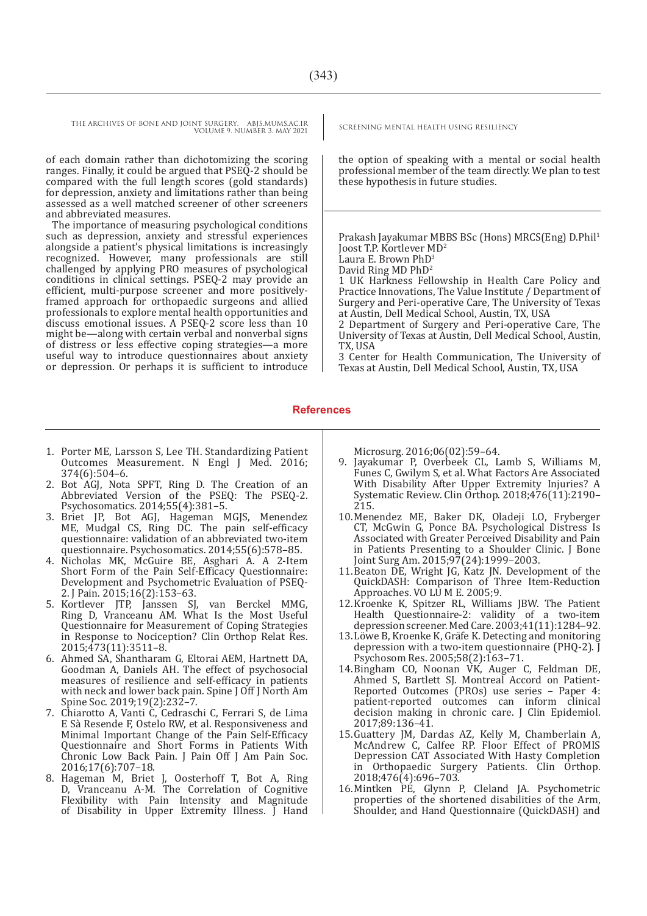of each domain rather than dichotomizing the scoring ranges. Finally, it could be argued that PSEQ-2 should be compared with the full length scores (gold standards) for depression, anxiety and limitations rather than being assessed as a well matched screener of other screeners and abbreviated measures.

The importance of measuring psychological conditions such as depression, anxiety and stressful experiences alongside a patient's physical limitations is increasingly recognized. However, many professionals are still challenged by applying PRO measures of psychological conditions in clinical settings. PSEQ-2 may provide an efficient, multi-purpose screener and more positively-framed approach for orthopaedic surgeons and allied professionals to explore mental health opportunities and discuss emotional issues. A PSEQ-2 score less than 10 might be—along with certain verbal and nonverbal signs of distress or less effective coping strategies—a more useful way to introduce questionnaires about anxiety or depression. Or perhaps it is sufficient to introduce the option of speaking with a mental or social health professional member of the team directly. We plan to test these hypothesis in future studies.

Prakash Jayakumar MBBS BSc (Hons) MRCS(Eng) D.Phil[1]
Joost T.P. Kortlever MD[2]
Laura E. Brown PhD[3]
David Ring MD PhD[2]

1 UK Harkness Fellowship in Health Care Policy and Practice Innovations, The Value Institute / Department of Surgery and Peri-operative Care, The University of Texas at Austin, Dell Medical School, Austin, TX, USA

2 Department of Surgery and Peri-operative Care, The University of Texas at Austin, Dell Medical School, Austin, TX, USA

3 Center for Health Communication, The University of Texas at Austin, Dell Medical School, Austin, TX, USA

## References

1. Porter ME, Larsson S, Lee TH. Standardizing Patient Outcomes Measurement. N Engl J Med. 2016; 374(6):504–6.
2. Bot AGJ, Nota SPFT, Ring D. The Creation of an Abbreviated Version of the PSEQ: The PSEQ-2. Psychosomatics. 2014;55(4):381–5.
3. Briet JP, Bot AGJ, Hageman MGJS, Menendez ME, Mudgal CS, Ring DC. The pain self-efficacy questionnaire: validation of an abbreviated two-item questionnaire. Psychosomatics. 2014;55(6):578–85.
4. Nicholas MK, McGuire BE, Asghari A. A 2-Item Short Form of the Pain Self-Efficacy Questionnaire: Development and Psychometric Evaluation of PSEQ-2. J Pain. 2015;16(2):153–63.
5. Kortlever JTP, Janssen SJ, van Berckel MMG, Ring D, Vranceanu AM. What Is the Most Useful Questionnaire for Measurement of Coping Strategies in Response to Nociception? Clin Orthop Relat Res. 2015;473(11):3511–8.
6. Ahmed SA, Shantharam G, Eltorai AEM, Hartnett DA, Goodman A, Daniels AH. The effect of psychosocial measures of resilience and self-efficacy in patients with neck and lower back pain. Spine J Off J North Am Spine Soc. 2019;19(2):232–7.
7. Chiarotto A, Vanti C, Cedraschi C, Ferrari S, de Lima E Sà Resende F, Ostelo RW, et al. Responsiveness and Minimal Important Change of the Pain Self-Efficacy Questionnaire and Short Forms in Patients With Chronic Low Back Pain. J Pain Off J Am Pain Soc. 2016;17(6):707–18.
8. Hageman M, Briet J, Oosterhoff T, Bot A, Ring D, Vranceanu A-M. The Correlation of Cognitive Flexibility with Pain Intensity and Magnitude of Disability in Upper Extremity Illness. J Hand Microsurg. 2016;06(02):59–64.
9. Jayakumar P, Overbeek CL, Lamb S, Williams M, Funes C, Gwilym S, et al. What Factors Are Associated With Disability After Upper Extremity Injuries? A Systematic Review. Clin Orthop. 2018;476(11):2190–215.
10. Menendez ME, Baker DK, Oladeji LO, Fryberger CT, McGwin G, Ponce BA. Psychological Distress Is Associated with Greater Perceived Disability and Pain in Patients Presenting to a Shoulder Clinic. J Bone Joint Surg Am. 2015;97(24):1999–2003.
11. Beaton DE, Wright JG, Katz JN. Development of the QuickDASH: Comparison of Three Item-Reduction Approaches. VO LU M E. 2005;9.
12. Kroenke K, Spitzer RL, Williams JBW. The Patient Health Questionnaire-2: validity of a two-item depression screener. Med Care. 2003;41(11):1284–92.
13. Löwe B, Kroenke K, Gräfe K. Detecting and monitoring depression with a two-item questionnaire (PHQ-2). J Psychosom Res. 2005;58(2):163–71.
14. Bingham CO, Noonan VK, Auger C, Feldman DE, Ahmed S, Bartlett SJ. Montreal Accord on Patient-Reported Outcomes (PROs) use series – Paper 4: patient-reported outcomes can inform clinical decision making in chronic care. J Clin Epidemiol. 2017;89:136–41.
15. Guattery JM, Dardas AZ, Kelly M, Chamberlain A, McAndrew C, Calfee RP. Floor Effect of PROMIS Depression CAT Associated With Hasty Completion in Orthopaedic Surgery Patients. Clin Orthop. 2018;476(4):696–703.
16. Mintken PE, Glynn P, Cleland JA. Psychometric properties of the shortened disabilities of the Arm, Shoulder, and Hand Questionnaire (QuickDASH) and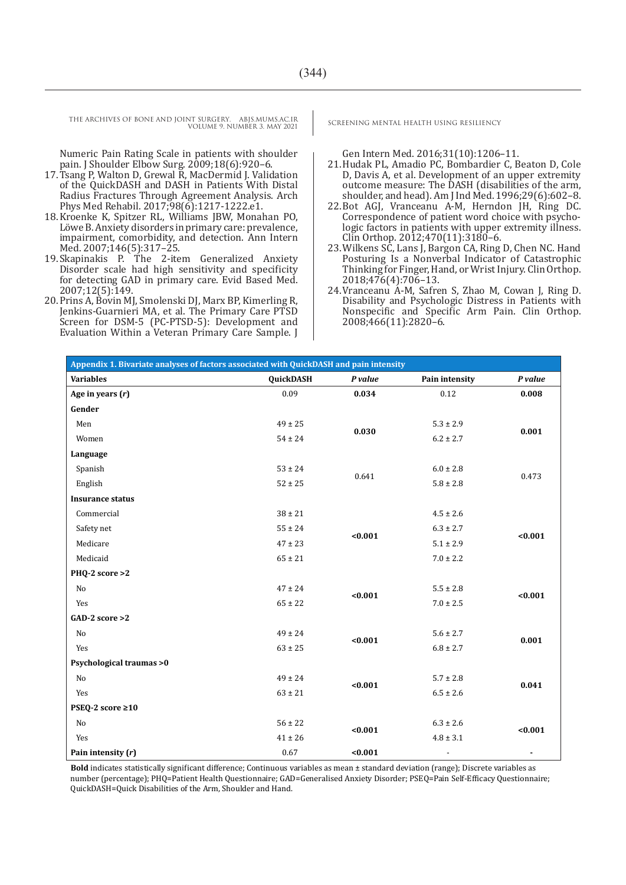Numeric Pain Rating Scale in patients with shoulder pain. J Shoulder Elbow Surg. 2009;18(6):920–6.

17. Tsang P, Walton D, Grewal R, MacDermid J. Validation of the QuickDASH and DASH in Patients With Distal Radius Fractures Through Agreement Analysis. Arch Phys Med Rehabil. 2017;98(6):1217-1222.e1.
18. Kroenke K, Spitzer RL, Williams JBW, Monahan PO, Löwe B. Anxiety disorders in primary care: prevalence, impairment, comorbidity, and detection. Ann Intern Med. 2007;146(5):317–25.
19. Skapinakis P. The 2-item Generalized Anxiety Disorder scale had high sensitivity and specificity for detecting GAD in primary care. Evid Based Med. 2007;12(5):149.
20. Prins A, Bovin MJ, Smolenski DJ, Marx BP, Kimerling R, Jenkins-Guarnieri MA, et al. The Primary Care PTSD Screen for DSM-5 (PC-PTSD-5): Development and Evaluation Within a Veteran Primary Care Sample. J Gen Intern Med. 2016;31(10):1206–11.
21. Hudak PL, Amadio PC, Bombardier C, Beaton D, Cole D, Davis A, et al. Development of an upper extremity outcome measure: The DASH (disabilities of the arm, shoulder, and head). Am J Ind Med. 1996;29(6):602–8.
22. Bot AGJ, Vranceanu A-M, Herndon JH, Ring DC. Correspondence of patient word choice with psychologic factors in patients with upper extremity illness. Clin Orthop. 2012;470(11):3180–6.
23. Wilkens SC, Lans J, Bargon CA, Ring D, Chen NC. Hand Posturing Is a Nonverbal Indicator of Catastrophic Thinking for Finger, Hand, or Wrist Injury. Clin Orthop. 2018;476(4):706–13.
24. Vranceanu A-M, Safren S, Zhao M, Cowan J, Ring D. Disability and Psychologic Distress in Patients with Nonspecific and Specific Arm Pain. Clin Orthop. 2008;466(11):2820–6.

**Appendix 1. Bivariate analyses of factors associated with QuickDASH and pain intensity**

| Variables | QuickDASH | *P value* | Pain intensity | *P value* |
|---|---|---|---|---|
| **Age in years (*r*)** | 0.09 | **0.034** | 0.12 | **0.008** |
| **Gender** | | | | |
| Men | 49 ± 25 | **0.030** | 5.3 ± 2.9 | **0.001** |
| Women | 54 ± 24 | | 6.2 ± 2.7 | |
| **Language** | | | | |
| Spanish | 53 ± 24 | 0.641 | 6.0 ± 2.8 | 0.473 |
| English | 52 ± 25 | | 5.8 ± 2.8 | |
| **Insurance status** | | | | |
| Commercial | 38 ± 21 | **<0.001** | 4.5 ± 2.6 | **<0.001** |
| Safety net | 55 ± 24 | | 6.3 ± 2.7 | |
| Medicare | 47 ± 23 | | 5.1 ± 2.9 | |
| Medicaid | 65 ± 21 | | 7.0 ± 2.2 | |
| **PHQ-2 score >2** | | | | |
| No | 47 ± 24 | **<0.001** | 5.5 ± 2.8 | **<0.001** |
| Yes | 65 ± 22 | | 7.0 ± 2.5 | |
| **GAD-2 score >2** | | | | |
| No | 49 ± 24 | **<0.001** | 5.6 ± 2.7 | **0.001** |
| Yes | 63 ± 25 | | 6.8 ± 2.7 | |
| **Psychological traumas >0** | | | | |
| No | 49 ± 24 | **<0.001** | 5.7 ± 2.8 | **0.041** |
| Yes | 63 ± 21 | | 6.5 ± 2.6 | |
| **PSEQ-2 score ≥10** | | | | |
| No | 56 ± 22 | **<0.001** | 6.3 ± 2.6 | **<0.001** |
| Yes | 41 ± 26 | | 4.8 ± 3.1 | |
| **Pain intensity (*r*)** | 0.67 | **<0.001** | - | - |

**Bold** indicates statistically significant difference; Continuous variables as mean ± standard deviation (range); Discrete variables as number (percentage); PHQ=Patient Health Questionnaire; GAD=Generalised Anxiety Disorder; PSEQ=Pain Self-Efficacy Questionnaire; QuickDASH=Quick Disabilities of the Arm, Shoulder and Hand.